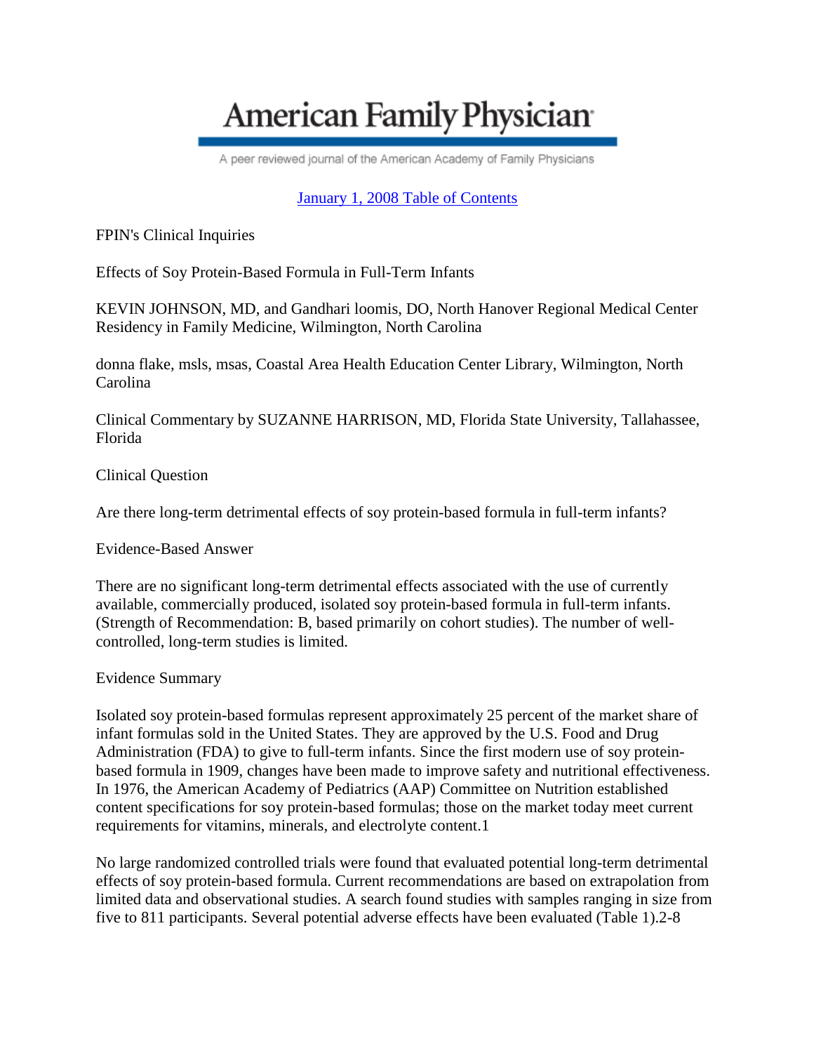# American Family Physician

A peer reviewed journal of the American Academy of Family Physicians

January 1, 2008 Table of Contents

FPIN's Clinical Inquiries

## Effects of Soy Protein-Based Formula in Full-Term Infants

KEVIN JOHNSON, MD, and Gandhari loomis, DO, North Hanover Regional Medical Center Residency in Family Medicine, Wilmington, North Carolina

donna flake, msls, msas, Coastal Area Health Education Center Library, Wilmington, North Carolina

Clinical Commentary by SUZANNE HARRISON, MD, Florida State University, Tallahassee, Florida

### Clinical Question

Are there long-term detrimental effects of soy protein-based formula in full-term infants?

### Evidence-Based Answer

There are no significant long-term detrimental effects associated with the use of currently available, commercially produced, isolated soy protein-based formula in full-term infants. (Strength of Recommendation: B, based primarily on cohort studies). The number of well-controlled, long-term studies is limited.

### Evidence Summary

Isolated soy protein-based formulas represent approximately 25 percent of the market share of infant formulas sold in the United States. They are approved by the U.S. Food and Drug Administration (FDA) to give to full-term infants. Since the first modern use of soy protein-based formula in 1909, changes have been made to improve safety and nutritional effectiveness. In 1976, the American Academy of Pediatrics (AAP) Committee on Nutrition established content specifications for soy protein-based formulas; those on the market today meet current requirements for vitamins, minerals, and electrolyte content.[1]

No large randomized controlled trials were found that evaluated potential long-term detrimental effects of soy protein-based formula. Current recommendations are based on extrapolation from limited data and observational studies. A search found studies with samples ranging in size from five to 811 participants. Several potential adverse effects have been evaluated (Table 1).[2-8]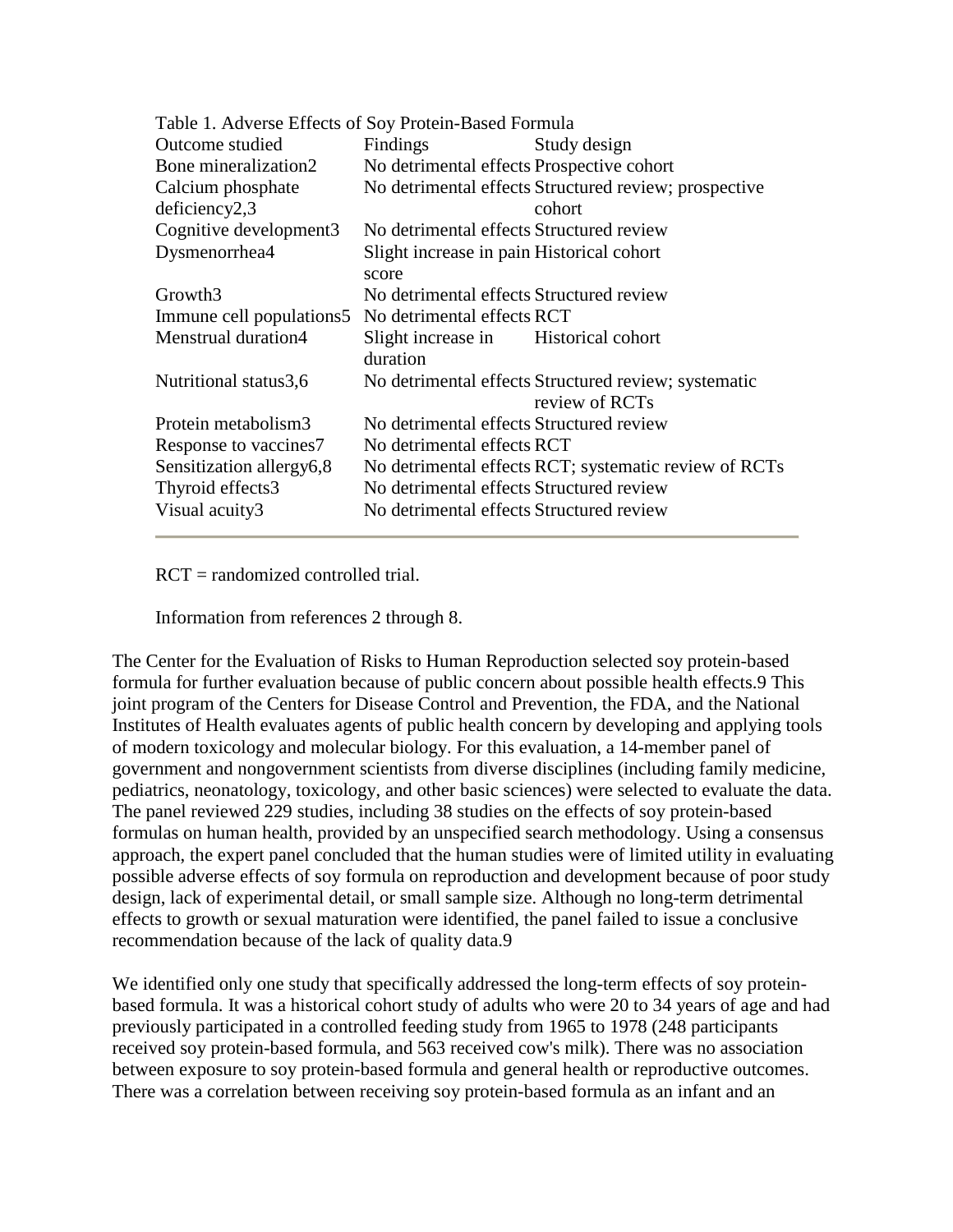Table 1. Adverse Effects of Soy Protein-Based Formula

| Outcome studied | Findings | Study design |
|---|---|---|
| Bone mineralization[2] | No detrimental effects | Prospective cohort |
| Calcium phosphate deficiency[2,3] | No detrimental effects | Structured review; prospective cohort |
| Cognitive development[3] | No detrimental effects | Structured review |
| Dysmenorrhea[4] | Slight increase in pain score | Historical cohort |
| Growth[3] | No detrimental effects | Structured review |
| Immune cell populations[5] | No detrimental effects | RCT |
| Menstrual duration[4] | Slight increase in duration | Historical cohort |
| Nutritional status[3,6] | No detrimental effects | Structured review; systematic review of RCTs |
| Protein metabolism[3] | No detrimental effects | Structured review |
| Response to vaccines[7] | No detrimental effects | RCT |
| Sensitization allergy[6,8] | No detrimental effects | RCT; systematic review of RCTs |
| Thyroid effects[3] | No detrimental effects | Structured review |
| Visual acuity[3] | No detrimental effects | Structured review |

RCT = randomized controlled trial.

Information from references 2 through 8.

The Center for the Evaluation of Risks to Human Reproduction selected soy protein-based formula for further evaluation because of public concern about possible health effects.[9] This joint program of the Centers for Disease Control and Prevention, the FDA, and the National Institutes of Health evaluates agents of public health concern by developing and applying tools of modern toxicology and molecular biology. For this evaluation, a 14-member panel of government and nongovernment scientists from diverse disciplines (including family medicine, pediatrics, neonatology, toxicology, and other basic sciences) were selected to evaluate the data. The panel reviewed 229 studies, including 38 studies on the effects of soy protein-based formulas on human health, provided by an unspecified search methodology. Using a consensus approach, the expert panel concluded that the human studies were of limited utility in evaluating possible adverse effects of soy formula on reproduction and development because of poor study design, lack of experimental detail, or small sample size. Although no long-term detrimental effects to growth or sexual maturation were identified, the panel failed to issue a conclusive recommendation because of the lack of quality data.[9]

We identified only one study that specifically addressed the long-term effects of soy protein-based formula. It was a historical cohort study of adults who were 20 to 34 years of age and had previously participated in a controlled feeding study from 1965 to 1978 (248 participants received soy protein-based formula, and 563 received cow's milk). There was no association between exposure to soy protein-based formula and general health or reproductive outcomes. There was a correlation between receiving soy protein-based formula as an infant and an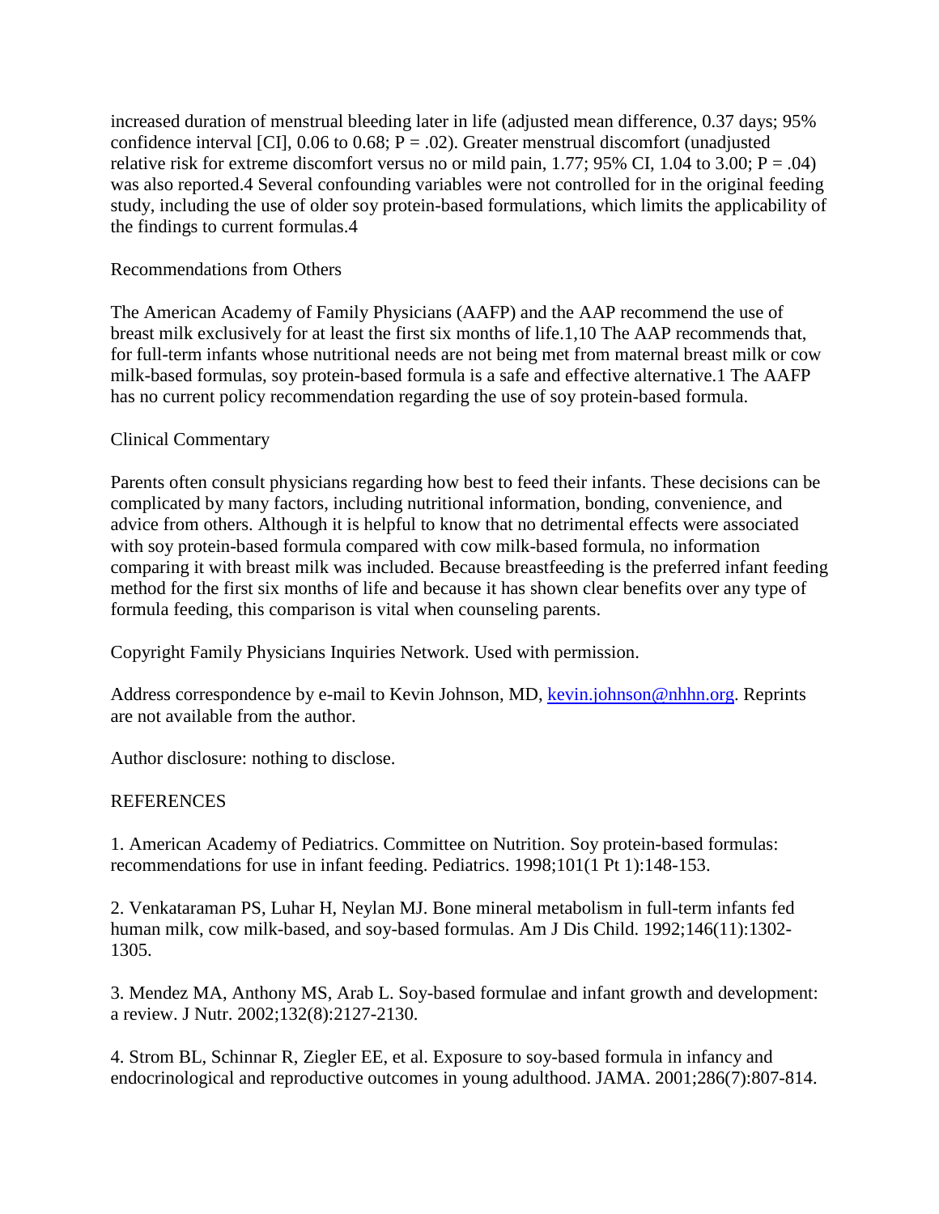increased duration of menstrual bleeding later in life (adjusted mean difference, 0.37 days; 95% confidence interval [CI], 0.06 to 0.68; P = .02). Greater menstrual discomfort (unadjusted relative risk for extreme discomfort versus no or mild pain, 1.77; 95% CI, 1.04 to 3.00; P = .04) was also reported.[4] Several confounding variables were not controlled for in the original feeding study, including the use of older soy protein-based formulations, which limits the applicability of the findings to current formulas.[4]

## Recommendations from Others

The American Academy of Family Physicians (AAFP) and the AAP recommend the use of breast milk exclusively for at least the first six months of life.[1,10] The AAP recommends that, for full-term infants whose nutritional needs are not being met from maternal breast milk or cow milk-based formulas, soy protein-based formula is a safe and effective alternative.[1] The AAFP has no current policy recommendation regarding the use of soy protein-based formula.

## Clinical Commentary

Parents often consult physicians regarding how best to feed their infants. These decisions can be complicated by many factors, including nutritional information, bonding, convenience, and advice from others. Although it is helpful to know that no detrimental effects were associated with soy protein-based formula compared with cow milk-based formula, no information comparing it with breast milk was included. Because breastfeeding is the preferred infant feeding method for the first six months of life and because it has shown clear benefits over any type of formula feeding, this comparison is vital when counseling parents.

Copyright Family Physicians Inquiries Network. Used with permission.

Address correspondence by e-mail to Kevin Johnson, MD, [kevin.johnson@nhhn.org](mailto:kevin.johnson@nhhn.org). Reprints are not available from the author.

Author disclosure: nothing to disclose.

## REFERENCES

1. American Academy of Pediatrics. Committee on Nutrition. Soy protein-based formulas: recommendations for use in infant feeding. Pediatrics. 1998;101(1 Pt 1):148-153.

2. Venkataraman PS, Luhar H, Neylan MJ. Bone mineral metabolism in full-term infants fed human milk, cow milk-based, and soy-based formulas. Am J Dis Child. 1992;146(11):1302-1305.

3. Mendez MA, Anthony MS, Arab L. Soy-based formulae and infant growth and development: a review. J Nutr. 2002;132(8):2127-2130.

4. Strom BL, Schinnar R, Ziegler EE, et al. Exposure to soy-based formula in infancy and endocrinological and reproductive outcomes in young adulthood. JAMA. 2001;286(7):807-814.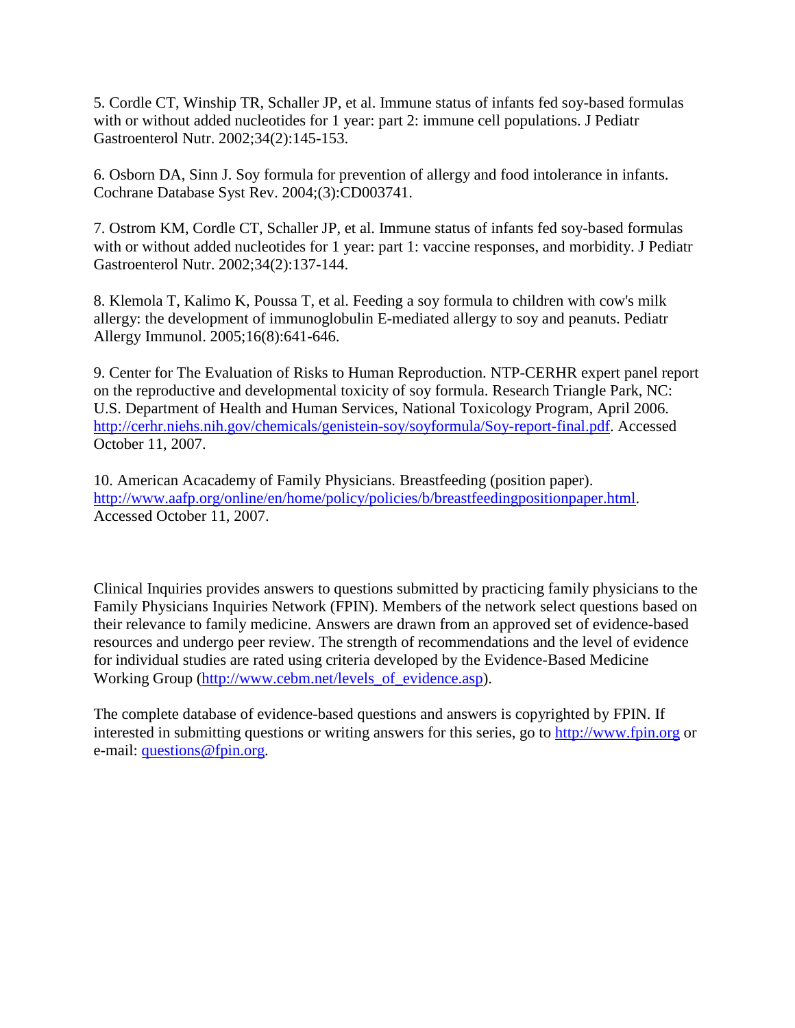5. Cordle CT, Winship TR, Schaller JP, et al. Immune status of infants fed soy-based formulas with or without added nucleotides for 1 year: part 2: immune cell populations. J Pediatr Gastroenterol Nutr. 2002;34(2):145-153.

6. Osborn DA, Sinn J. Soy formula for prevention of allergy and food intolerance in infants. Cochrane Database Syst Rev. 2004;(3):CD003741.

7. Ostrom KM, Cordle CT, Schaller JP, et al. Immune status of infants fed soy-based formulas with or without added nucleotides for 1 year: part 1: vaccine responses, and morbidity. J Pediatr Gastroenterol Nutr. 2002;34(2):137-144.

8. Klemola T, Kalimo K, Poussa T, et al. Feeding a soy formula to children with cow's milk allergy: the development of immunoglobulin E-mediated allergy to soy and peanuts. Pediatr Allergy Immunol. 2005;16(8):641-646.

9. Center for The Evaluation of Risks to Human Reproduction. NTP-CERHR expert panel report on the reproductive and developmental toxicity of soy formula. Research Triangle Park, NC: U.S. Department of Health and Human Services, National Toxicology Program, April 2006. http://cerhr.niehs.nih.gov/chemicals/genistein-soy/soyformula/Soy-report-final.pdf. Accessed October 11, 2007.

10. American Acacademy of Family Physicians. Breastfeeding (position paper). http://www.aafp.org/online/en/home/policy/policies/b/breastfeedingpositionpaper.html. Accessed October 11, 2007.

Clinical Inquiries provides answers to questions submitted by practicing family physicians to the Family Physicians Inquiries Network (FPIN). Members of the network select questions based on their relevance to family medicine. Answers are drawn from an approved set of evidence-based resources and undergo peer review. The strength of recommendations and the level of evidence for individual studies are rated using criteria developed by the Evidence-Based Medicine Working Group (http://www.cebm.net/levels_of_evidence.asp).

The complete database of evidence-based questions and answers is copyrighted by FPIN. If interested in submitting questions or writing answers for this series, go to http://www.fpin.org or e-mail: questions@fpin.org.